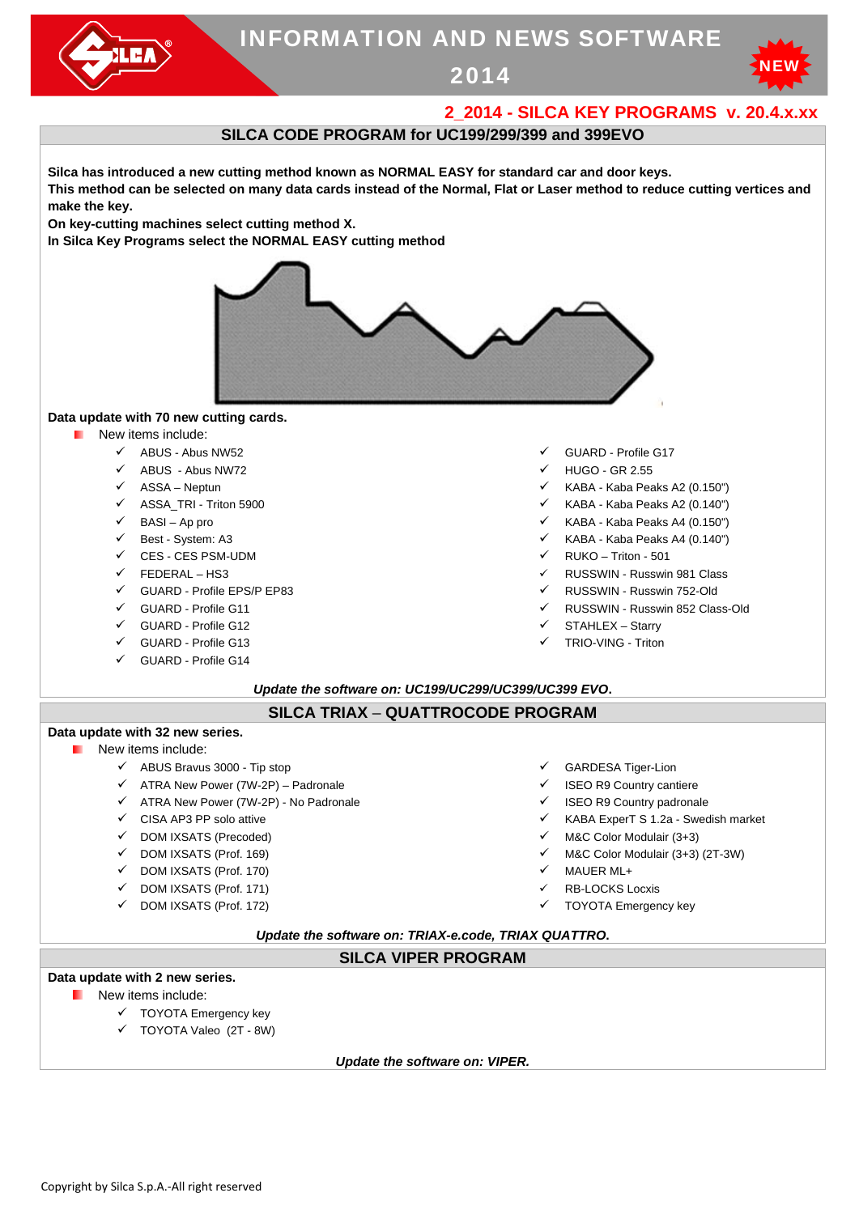# INFORMATION AND NEWS SOFTWARE 2014

## 2_2014 - SILCA KEY PROGRAMS v. 20.4.x.xx

### SILCA CODE PROGRAM for UC199/299/399 and 399EVO

**Silca has introduced a new cutting method known as NORMAL EASY for standard car and door keys.**
**This method can be selected on many data cards instead of the Normal, Flat or Laser method to reduce cutting vertices and make the key.**
**On key-cutting machines select cutting method X.**
**In Silca Key Programs select the NORMAL EASY cutting method**

**Data update with 70 new cutting cards.**

- New items include:
  - ✓ ABUS - Abus NW52
  - ✓ ABUS - Abus NW72
  - ✓ ASSA – Neptun
  - ✓ ASSA_TRI - Triton 5900
  - ✓ BASI – Ap pro
  - ✓ Best - System: A3
  - ✓ CES - CES PSM-UDM
  - ✓ FEDERAL – HS3
  - ✓ GUARD - Profile EPS/P EP83
  - ✓ GUARD - Profile G11
  - ✓ GUARD - Profile G12
  - ✓ GUARD - Profile G13
  - ✓ GUARD - Profile G14
  - ✓ GUARD - Profile G17
  - ✓ HUGO - GR 2.55
  - ✓ KABA - Kaba Peaks A2 (0.150")
  - ✓ KABA - Kaba Peaks A2 (0.140")
  - ✓ KABA - Kaba Peaks A4 (0.150")
  - ✓ KABA - Kaba Peaks A4 (0.140")
  - ✓ RUKO – Triton - 501
  - ✓ RUSSWIN - Russwin 981 Class
  - ✓ RUSSWIN - Russwin 752-Old
  - ✓ RUSSWIN - Russwin 852 Class-Old
  - ✓ STAHLEX – Starry
  - ✓ TRIO-VING - Triton

***Update the software on: UC199/UC299/UC399/UC399 EVO.***

### SILCA TRIAX – QUATTROCODE PROGRAM

**Data update with 32 new series.**

- New items include:
  - ✓ ABUS Bravus 3000 - Tip stop
  - ✓ ATRA New Power (7W-2P) – Padronale
  - ✓ ATRA New Power (7W-2P) - No Padronale
  - ✓ CISA AP3 PP solo attive
  - ✓ DOM IXSATS (Precoded)
  - ✓ DOM IXSATS (Prof. 169)
  - ✓ DOM IXSATS (Prof. 170)
  - ✓ DOM IXSATS (Prof. 171)
  - ✓ DOM IXSATS (Prof. 172)
  - ✓ GARDESA Tiger-Lion
  - ✓ ISEO R9 Country cantiere
  - ✓ ISEO R9 Country padronale
  - ✓ KABA ExperT S 1.2a - Swedish market
  - ✓ M&C Color Modulair (3+3)
  - ✓ M&C Color Modulair (3+3) (2T-3W)
  - ✓ MAUER ML+
  - ✓ RB-LOCKS Locxis
  - ✓ TOYOTA Emergency key

***Update the software on: TRIAX-e.code, TRIAX QUATTRO.***

### SILCA VIPER PROGRAM

**Data update with 2 new series.**

- New items include:
  - ✓ TOYOTA Emergency key
  - ✓ TOYOTA Valeo (2T - 8W)

***Update the software on: VIPER.***

Copyright by Silca S.p.A.-All right reserved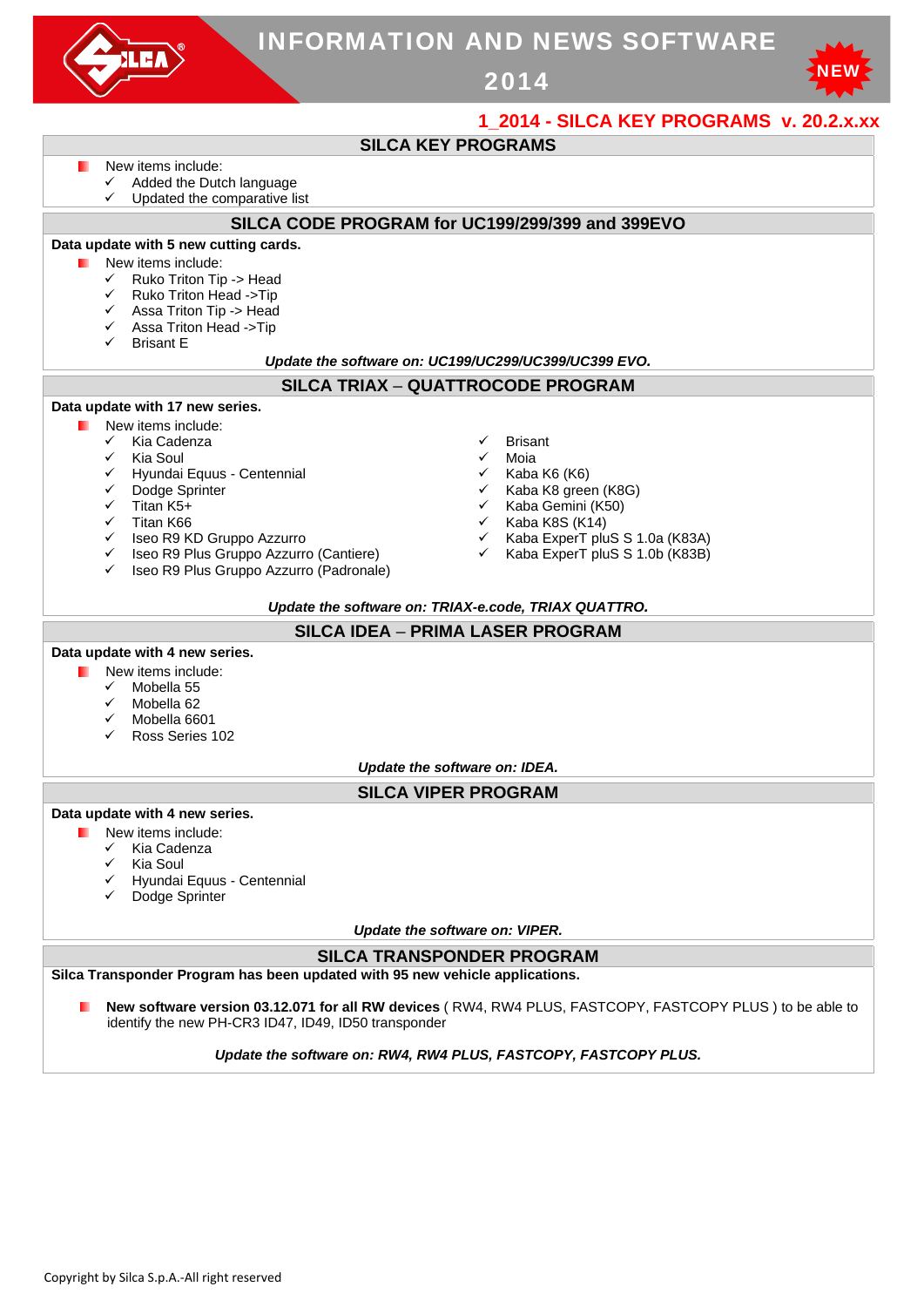# INFORMATION AND NEWS SOFTWARE 2014

NEW

## 1_2014 - SILCA KEY PROGRAMS v. 20.2.x.xx

### SILCA KEY PROGRAMS

- New items include:
  - ✓ Added the Dutch language
  - ✓ Updated the comparative list

### SILCA CODE PROGRAM for UC199/299/399 and 399EVO

**Data update with 5 new cutting cards.**

- New items include:
  - ✓ Ruko Triton Tip -> Head
  - ✓ Ruko Triton Head ->Tip
  - ✓ Assa Triton Tip -> Head
  - ✓ Assa Triton Head ->Tip
  - ✓ Brisant E

***Update the software on: UC199/UC299/UC399/UC399 EVO.***

### SILCA TRIAX – QUATTROCODE PROGRAM

**Data update with 17 new series.**

- New items include:
  - ✓ Kia Cadenza
  - ✓ Kia Soul
  - ✓ Hyundai Equus - Centennial
  - ✓ Dodge Sprinter
  - ✓ Titan K5+
  - ✓ Titan K66
  - ✓ Iseo R9 KD Gruppo Azzurro
  - ✓ Iseo R9 Plus Gruppo Azzurro (Cantiere)
  - ✓ Iseo R9 Plus Gruppo Azzurro (Padronale)
  - ✓ Brisant
  - ✓ Moia
  - ✓ Kaba K6 (K6)
  - ✓ Kaba K8 green (K8G)
  - ✓ Kaba Gemini (K50)
  - ✓ Kaba K8S (K14)
  - ✓ Kaba ExperT pluS S 1.0a (K83A)
  - ✓ Kaba ExperT pluS S 1.0b (K83B)

***Update the software on: TRIAX-e.code, TRIAX QUATTRO.***

### SILCA IDEA – PRIMA LASER PROGRAM

**Data update with 4 new series.**

- New items include:
  - ✓ Mobella 55
  - ✓ Mobella 62
  - ✓ Mobella 6601
  - ✓ Ross Series 102

***Update the software on: IDEA.***

### SILCA VIPER PROGRAM

**Data update with 4 new series.**

- New items include:
  - ✓ Kia Cadenza
  - ✓ Kia Soul
  - ✓ Hyundai Equus - Centennial
  - ✓ Dodge Sprinter

***Update the software on: VIPER.***

### SILCA TRANSPONDER PROGRAM

**Silca Transponder Program has been updated with 95 new vehicle applications.**

- **New software version 03.12.071 for all RW devices** ( RW4, RW4 PLUS, FASTCOPY, FASTCOPY PLUS ) to be able to identify the new PH-CR3 ID47, ID49, ID50 transponder

***Update the software on: RW4, RW4 PLUS, FASTCOPY, FASTCOPY PLUS.***

Copyright by Silca S.p.A.-All right reserved